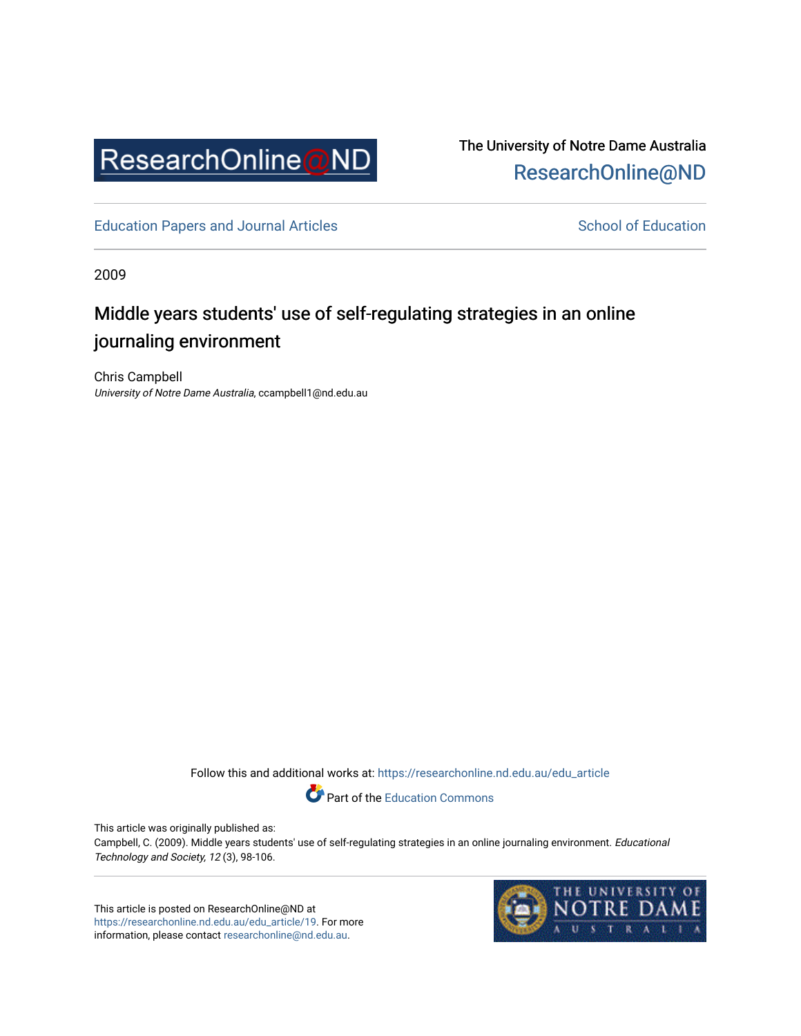The University of Notre Dame Australia
ResearchOnline@ND

Education Papers and Journal Articles

School of Education

2009

# Middle years students' use of self-regulating strategies in an online journaling environment

Chris Campbell
*University of Notre Dame Australia*, ccampbell1@nd.edu.au

Follow this and additional works at: https://researchonline.nd.edu.au/edu_article

Part of the Education Commons

This article was originally published as:
Campbell, C. (2009). Middle years students' use of self-regulating strategies in an online journaling environment. *Educational Technology and Society, 12* (3), 98-106.

This article is posted on ResearchOnline@ND at https://researchonline.nd.edu.au/edu_article/19. For more information, please contact researchonline@nd.edu.au.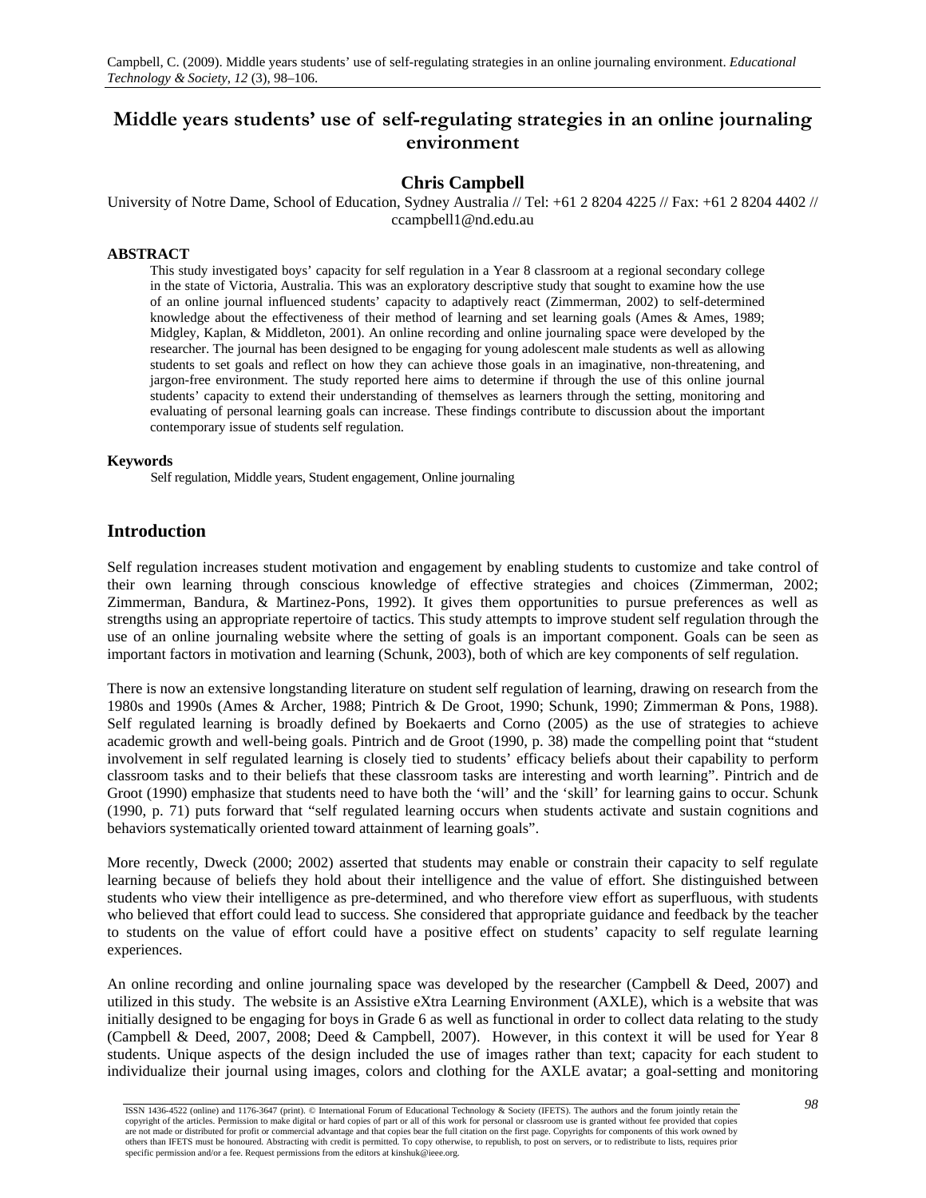# Middle years students' use of self-regulating strategies in an online journaling environment

**Chris Campbell**

University of Notre Dame, School of Education, Sydney Australia // Tel: +61 2 8204 4225 // Fax: +61 2 8204 4402 // ccampbell1@nd.edu.au

**ABSTRACT**

This study investigated boys' capacity for self regulation in a Year 8 classroom at a regional secondary college in the state of Victoria, Australia. This was an exploratory descriptive study that sought to examine how the use of an online journal influenced students' capacity to adaptively react (Zimmerman, 2002) to self-determined knowledge about the effectiveness of their method of learning and set learning goals (Ames & Ames, 1989; Midgley, Kaplan, & Middleton, 2001). An online recording and online journaling space were developed by the researcher. The journal has been designed to be engaging for young adolescent male students as well as allowing students to set goals and reflect on how they can achieve those goals in an imaginative, non-threatening, and jargon-free environment. The study reported here aims to determine if through the use of this online journal students' capacity to extend their understanding of themselves as learners through the setting, monitoring and evaluating of personal learning goals can increase. These findings contribute to discussion about the important contemporary issue of students self regulation.

**Keywords**

Self regulation, Middle years, Student engagement, Online journaling

## Introduction

Self regulation increases student motivation and engagement by enabling students to customize and take control of their own learning through conscious knowledge of effective strategies and choices (Zimmerman, 2002; Zimmerman, Bandura, & Martinez-Pons, 1992). It gives them opportunities to pursue preferences as well as strengths using an appropriate repertoire of tactics. This study attempts to improve student self regulation through the use of an online journaling website where the setting of goals is an important component. Goals can be seen as important factors in motivation and learning (Schunk, 2003), both of which are key components of self regulation.

There is now an extensive longstanding literature on student self regulation of learning, drawing on research from the 1980s and 1990s (Ames & Archer, 1988; Pintrich & De Groot, 1990; Schunk, 1990; Zimmerman & Pons, 1988). Self regulated learning is broadly defined by Boekaerts and Corno (2005) as the use of strategies to achieve academic growth and well-being goals. Pintrich and de Groot (1990, p. 38) made the compelling point that "student involvement in self regulated learning is closely tied to students' efficacy beliefs about their capability to perform classroom tasks and to their beliefs that these classroom tasks are interesting and worth learning". Pintrich and de Groot (1990) emphasize that students need to have both the 'will' and the 'skill' for learning gains to occur. Schunk (1990, p. 71) puts forward that "self regulated learning occurs when students activate and sustain cognitions and behaviors systematically oriented toward attainment of learning goals".

More recently, Dweck (2000; 2002) asserted that students may enable or constrain their capacity to self regulate learning because of beliefs they hold about their intelligence and the value of effort. She distinguished between students who view their intelligence as pre-determined, and who therefore view effort as superfluous, with students who believed that effort could lead to success. She considered that appropriate guidance and feedback by the teacher to students on the value of effort could have a positive effect on students' capacity to self regulate learning experiences.

An online recording and online journaling space was developed by the researcher (Campbell & Deed, 2007) and utilized in this study. The website is an Assistive eXtra Learning Environment (AXLE), which is a website that was initially designed to be engaging for boys in Grade 6 as well as functional in order to collect data relating to the study (Campbell & Deed, 2007, 2008; Deed & Campbell, 2007). However, in this context it will be used for Year 8 students. Unique aspects of the design included the use of images rather than text; capacity for each student to individualize their journal using images, colors and clothing for the AXLE avatar; a goal-setting and monitoring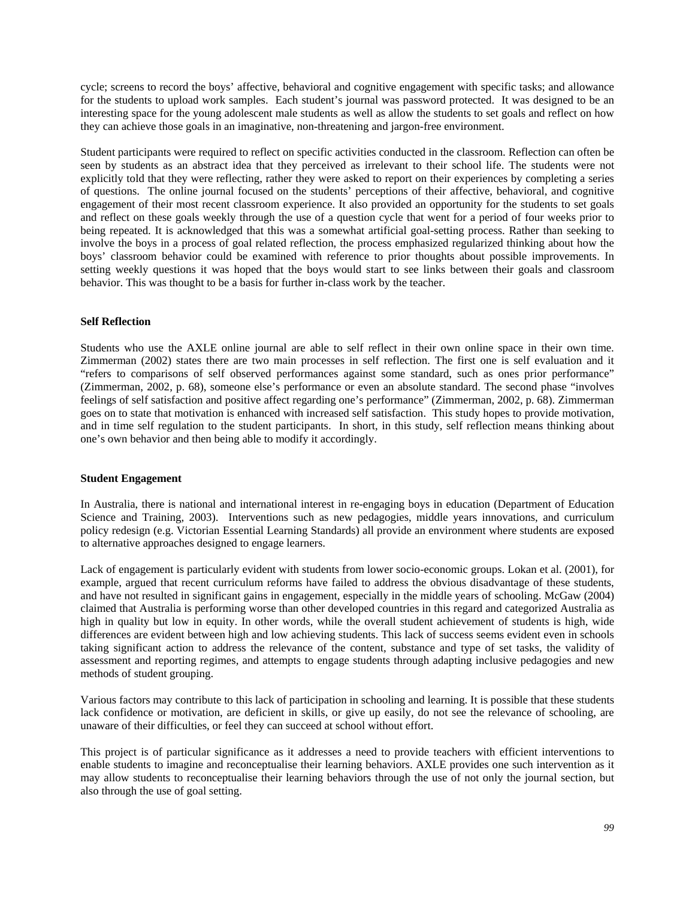cycle; screens to record the boys' affective, behavioral and cognitive engagement with specific tasks; and allowance for the students to upload work samples. Each student's journal was password protected. It was designed to be an interesting space for the young adolescent male students as well as allow the students to set goals and reflect on how they can achieve those goals in an imaginative, non-threatening and jargon-free environment.

Student participants were required to reflect on specific activities conducted in the classroom. Reflection can often be seen by students as an abstract idea that they perceived as irrelevant to their school life. The students were not explicitly told that they were reflecting, rather they were asked to report on their experiences by completing a series of questions. The online journal focused on the students' perceptions of their affective, behavioral, and cognitive engagement of their most recent classroom experience. It also provided an opportunity for the students to set goals and reflect on these goals weekly through the use of a question cycle that went for a period of four weeks prior to being repeated. It is acknowledged that this was a somewhat artificial goal-setting process. Rather than seeking to involve the boys in a process of goal related reflection, the process emphasized regularized thinking about how the boys' classroom behavior could be examined with reference to prior thoughts about possible improvements. In setting weekly questions it was hoped that the boys would start to see links between their goals and classroom behavior. This was thought to be a basis for further in-class work by the teacher.

### Self Reflection

Students who use the AXLE online journal are able to self reflect in their own online space in their own time. Zimmerman (2002) states there are two main processes in self reflection. The first one is self evaluation and it "refers to comparisons of self observed performances against some standard, such as ones prior performance" (Zimmerman, 2002, p. 68), someone else's performance or even an absolute standard. The second phase "involves feelings of self satisfaction and positive affect regarding one's performance" (Zimmerman, 2002, p. 68). Zimmerman goes on to state that motivation is enhanced with increased self satisfaction. This study hopes to provide motivation, and in time self regulation to the student participants. In short, in this study, self reflection means thinking about one's own behavior and then being able to modify it accordingly.

### Student Engagement

In Australia, there is national and international interest in re-engaging boys in education (Department of Education Science and Training, 2003). Interventions such as new pedagogies, middle years innovations, and curriculum policy redesign (e.g. Victorian Essential Learning Standards) all provide an environment where students are exposed to alternative approaches designed to engage learners.

Lack of engagement is particularly evident with students from lower socio-economic groups. Lokan et al. (2001), for example, argued that recent curriculum reforms have failed to address the obvious disadvantage of these students, and have not resulted in significant gains in engagement, especially in the middle years of schooling. McGaw (2004) claimed that Australia is performing worse than other developed countries in this regard and categorized Australia as high in quality but low in equity. In other words, while the overall student achievement of students is high, wide differences are evident between high and low achieving students. This lack of success seems evident even in schools taking significant action to address the relevance of the content, substance and type of set tasks, the validity of assessment and reporting regimes, and attempts to engage students through adapting inclusive pedagogies and new methods of student grouping.

Various factors may contribute to this lack of participation in schooling and learning. It is possible that these students lack confidence or motivation, are deficient in skills, or give up easily, do not see the relevance of schooling, are unaware of their difficulties, or feel they can succeed at school without effort.

This project is of particular significance as it addresses a need to provide teachers with efficient interventions to enable students to imagine and reconceptualise their learning behaviors. AXLE provides one such intervention as it may allow students to reconceptualise their learning behaviors through the use of not only the journal section, but also through the use of goal setting.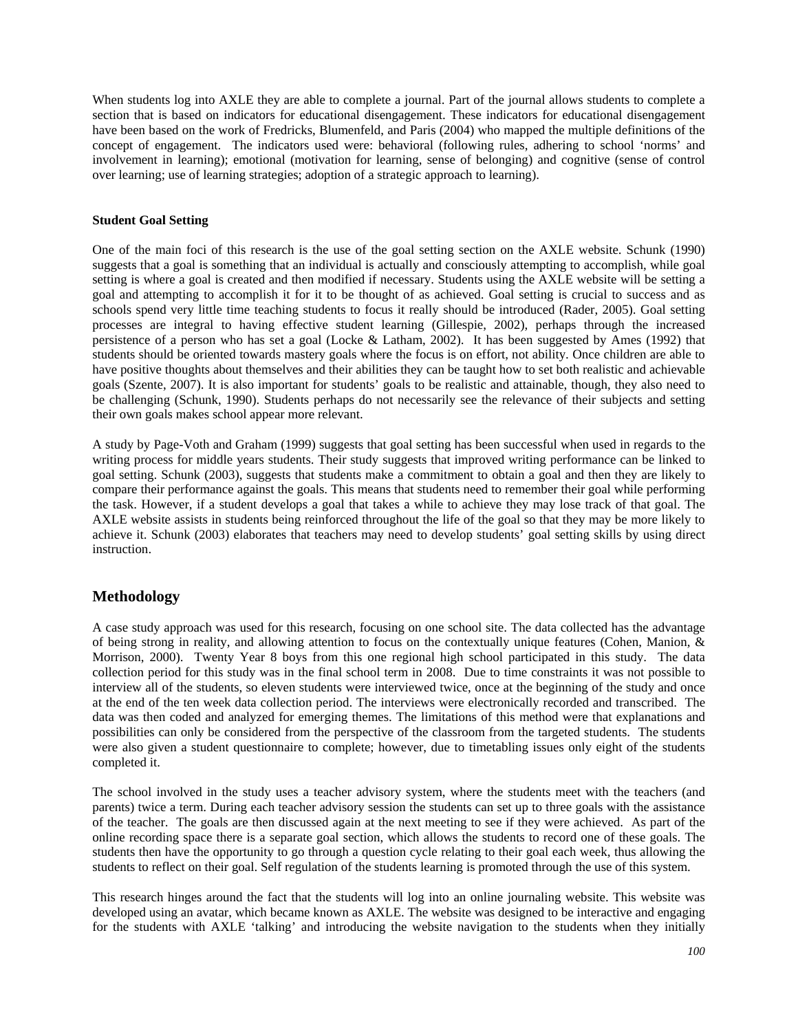When students log into AXLE they are able to complete a journal. Part of the journal allows students to complete a section that is based on indicators for educational disengagement. These indicators for educational disengagement have been based on the work of Fredricks, Blumenfeld, and Paris (2004) who mapped the multiple definitions of the concept of engagement. The indicators used were: behavioral (following rules, adhering to school 'norms' and involvement in learning); emotional (motivation for learning, sense of belonging) and cognitive (sense of control over learning; use of learning strategies; adoption of a strategic approach to learning).

**Student Goal Setting**

One of the main foci of this research is the use of the goal setting section on the AXLE website. Schunk (1990) suggests that a goal is something that an individual is actually and consciously attempting to accomplish, while goal setting is where a goal is created and then modified if necessary. Students using the AXLE website will be setting a goal and attempting to accomplish it for it to be thought of as achieved. Goal setting is crucial to success and as schools spend very little time teaching students to focus it really should be introduced (Rader, 2005). Goal setting processes are integral to having effective student learning (Gillespie, 2002), perhaps through the increased persistence of a person who has set a goal (Locke & Latham, 2002). It has been suggested by Ames (1992) that students should be oriented towards mastery goals where the focus is on effort, not ability. Once children are able to have positive thoughts about themselves and their abilities they can be taught how to set both realistic and achievable goals (Szente, 2007). It is also important for students' goals to be realistic and attainable, though, they also need to be challenging (Schunk, 1990). Students perhaps do not necessarily see the relevance of their subjects and setting their own goals makes school appear more relevant.

A study by Page-Voth and Graham (1999) suggests that goal setting has been successful when used in regards to the writing process for middle years students. Their study suggests that improved writing performance can be linked to goal setting. Schunk (2003), suggests that students make a commitment to obtain a goal and then they are likely to compare their performance against the goals. This means that students need to remember their goal while performing the task. However, if a student develops a goal that takes a while to achieve they may lose track of that goal. The AXLE website assists in students being reinforced throughout the life of the goal so that they may be more likely to achieve it. Schunk (2003) elaborates that teachers may need to develop students' goal setting skills by using direct instruction.

## Methodology

A case study approach was used for this research, focusing on one school site. The data collected has the advantage of being strong in reality, and allowing attention to focus on the contextually unique features (Cohen, Manion, & Morrison, 2000). Twenty Year 8 boys from this one regional high school participated in this study. The data collection period for this study was in the final school term in 2008. Due to time constraints it was not possible to interview all of the students, so eleven students were interviewed twice, once at the beginning of the study and once at the end of the ten week data collection period. The interviews were electronically recorded and transcribed. The data was then coded and analyzed for emerging themes. The limitations of this method were that explanations and possibilities can only be considered from the perspective of the classroom from the targeted students. The students were also given a student questionnaire to complete; however, due to timetabling issues only eight of the students completed it.

The school involved in the study uses a teacher advisory system, where the students meet with the teachers (and parents) twice a term. During each teacher advisory session the students can set up to three goals with the assistance of the teacher. The goals are then discussed again at the next meeting to see if they were achieved. As part of the online recording space there is a separate goal section, which allows the students to record one of these goals. The students then have the opportunity to go through a question cycle relating to their goal each week, thus allowing the students to reflect on their goal. Self regulation of the students learning is promoted through the use of this system.

This research hinges around the fact that the students will log into an online journaling website. This website was developed using an avatar, which became known as AXLE. The website was designed to be interactive and engaging for the students with AXLE 'talking' and introducing the website navigation to the students when they initially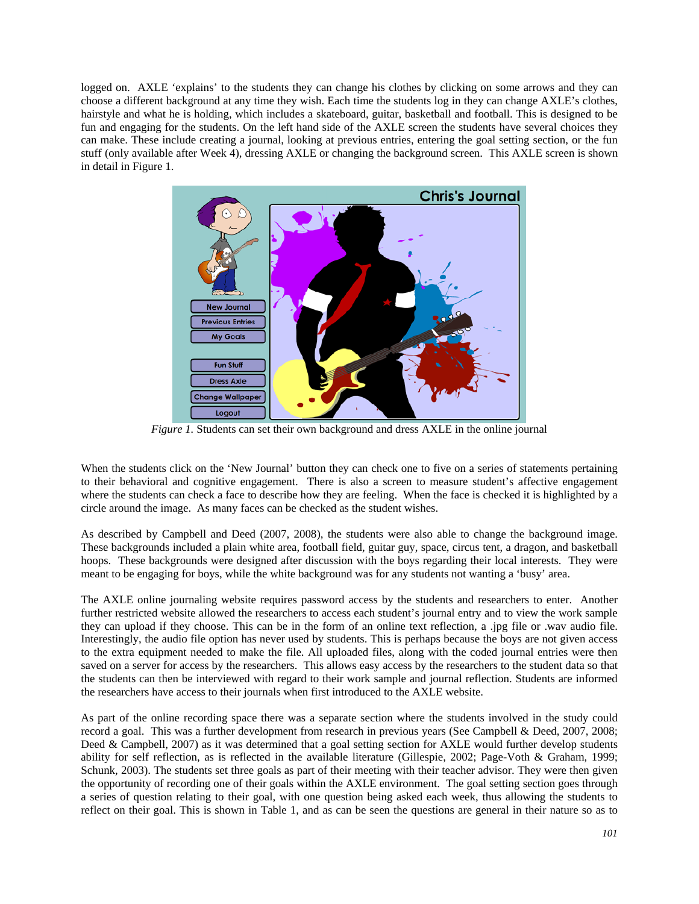logged on. AXLE 'explains' to the students they can change his clothes by clicking on some arrows and they can choose a different background at any time they wish. Each time the students log in they can change AXLE's clothes, hairstyle and what he is holding, which includes a skateboard, guitar, basketball and football. This is designed to be fun and engaging for the students. On the left hand side of the AXLE screen the students have several choices they can make. These include creating a journal, looking at previous entries, entering the goal setting section, or the fun stuff (only available after Week 4), dressing AXLE or changing the background screen. This AXLE screen is shown in detail in Figure 1.

*Figure 1.* Students can set their own background and dress AXLE in the online journal

When the students click on the 'New Journal' button they can check one to five on a series of statements pertaining to their behavioral and cognitive engagement. There is also a screen to measure student's affective engagement where the students can check a face to describe how they are feeling. When the face is checked it is highlighted by a circle around the image. As many faces can be checked as the student wishes.

As described by Campbell and Deed (2007, 2008), the students were also able to change the background image. These backgrounds included a plain white area, football field, guitar guy, space, circus tent, a dragon, and basketball hoops. These backgrounds were designed after discussion with the boys regarding their local interests. They were meant to be engaging for boys, while the white background was for any students not wanting a 'busy' area.

The AXLE online journaling website requires password access by the students and researchers to enter. Another further restricted website allowed the researchers to access each student's journal entry and to view the work sample they can upload if they choose. This can be in the form of an online text reflection, a .jpg file or .wav audio file. Interestingly, the audio file option has never used by students. This is perhaps because the boys are not given access to the extra equipment needed to make the file. All uploaded files, along with the coded journal entries were then saved on a server for access by the researchers. This allows easy access by the researchers to the student data so that the students can then be interviewed with regard to their work sample and journal reflection. Students are informed the researchers have access to their journals when first introduced to the AXLE website.

As part of the online recording space there was a separate section where the students involved in the study could record a goal. This was a further development from research in previous years (See Campbell & Deed, 2007, 2008; Deed & Campbell, 2007) as it was determined that a goal setting section for AXLE would further develop students ability for self reflection, as is reflected in the available literature (Gillespie, 2002; Page-Voth & Graham, 1999; Schunk, 2003). The students set three goals as part of their meeting with their teacher advisor. They were then given the opportunity of recording one of their goals within the AXLE environment. The goal setting section goes through a series of question relating to their goal, with one question being asked each week, thus allowing the students to reflect on their goal. This is shown in Table 1, and as can be seen the questions are general in their nature so as to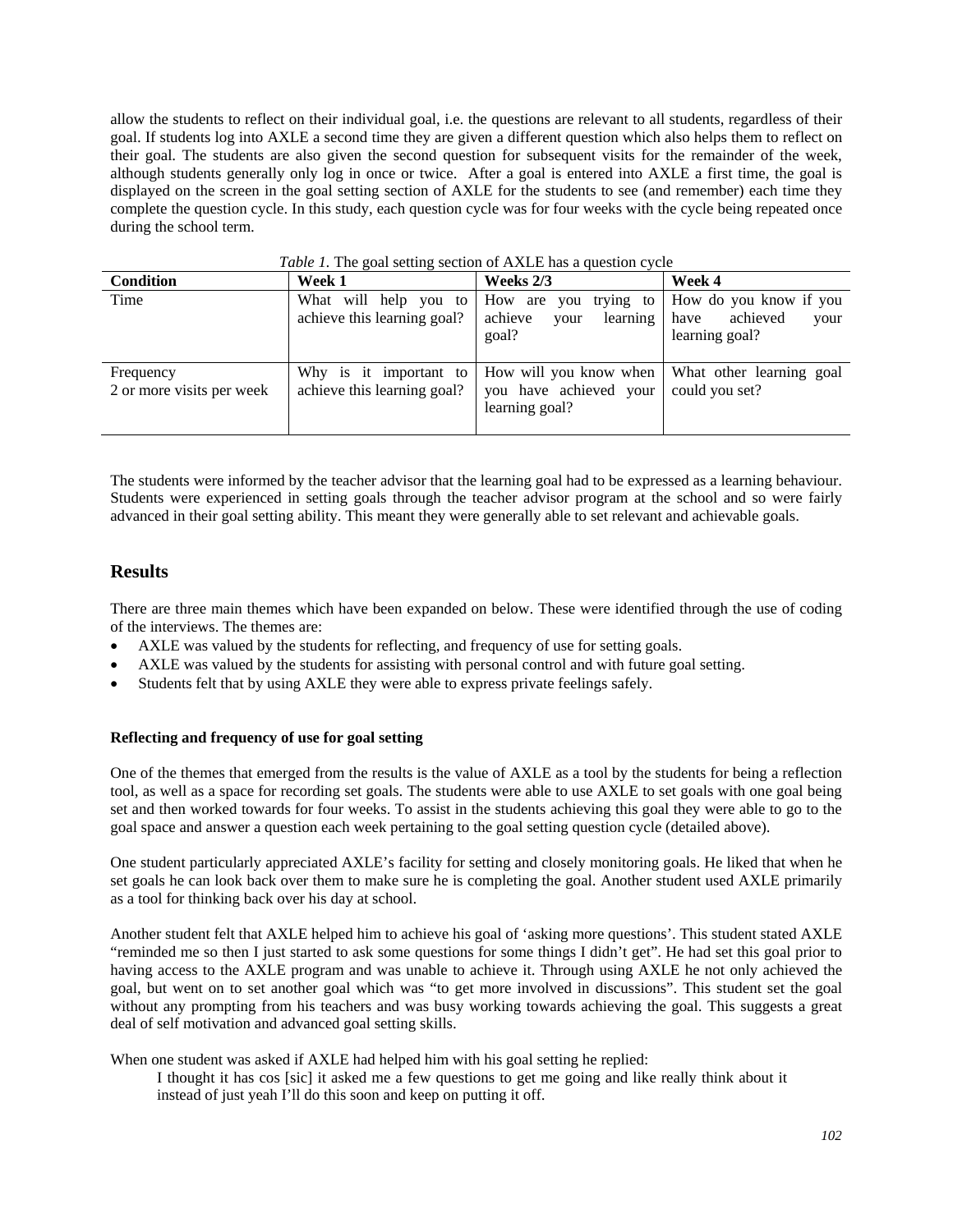allow the students to reflect on their individual goal, i.e. the questions are relevant to all students, regardless of their goal. If students log into AXLE a second time they are given a different question which also helps them to reflect on their goal. The students are also given the second question for subsequent visits for the remainder of the week, although students generally only log in once or twice. After a goal is entered into AXLE a first time, the goal is displayed on the screen in the goal setting section of AXLE for the students to see (and remember) each time they complete the question cycle. In this study, each question cycle was for four weeks with the cycle being repeated once during the school term.

*Table 1*. The goal setting section of AXLE has a question cycle

| Condition | Week 1 | Weeks 2/3 | Week 4 |
|---|---|---|---|
| Time | What will help you to achieve this learning goal? | How are you trying to achieve your learning goal? | How do you know if you have achieved your learning goal? |
| Frequency<br>2 or more visits per week | Why is it important to achieve this learning goal? | How will you know when you have achieved your learning goal? | What other learning goal could you set? |

The students were informed by the teacher advisor that the learning goal had to be expressed as a learning behaviour. Students were experienced in setting goals through the teacher advisor program at the school and so were fairly advanced in their goal setting ability. This meant they were generally able to set relevant and achievable goals.

## Results

There are three main themes which have been expanded on below. These were identified through the use of coding of the interviews. The themes are:

- AXLE was valued by the students for reflecting, and frequency of use for setting goals.
- AXLE was valued by the students for assisting with personal control and with future goal setting.
- Students felt that by using AXLE they were able to express private feelings safely.

### Reflecting and frequency of use for goal setting

One of the themes that emerged from the results is the value of AXLE as a tool by the students for being a reflection tool, as well as a space for recording set goals. The students were able to use AXLE to set goals with one goal being set and then worked towards for four weeks. To assist in the students achieving this goal they were able to go to the goal space and answer a question each week pertaining to the goal setting question cycle (detailed above).

One student particularly appreciated AXLE's facility for setting and closely monitoring goals. He liked that when he set goals he can look back over them to make sure he is completing the goal. Another student used AXLE primarily as a tool for thinking back over his day at school.

Another student felt that AXLE helped him to achieve his goal of 'asking more questions'. This student stated AXLE "reminded me so then I just started to ask some questions for some things I didn't get". He had set this goal prior to having access to the AXLE program and was unable to achieve it. Through using AXLE he not only achieved the goal, but went on to set another goal which was "to get more involved in discussions". This student set the goal without any prompting from his teachers and was busy working towards achieving the goal. This suggests a great deal of self motivation and advanced goal setting skills.

When one student was asked if AXLE had helped him with his goal setting he replied:

> I thought it has cos [sic] it asked me a few questions to get me going and like really think about it instead of just yeah I'll do this soon and keep on putting it off.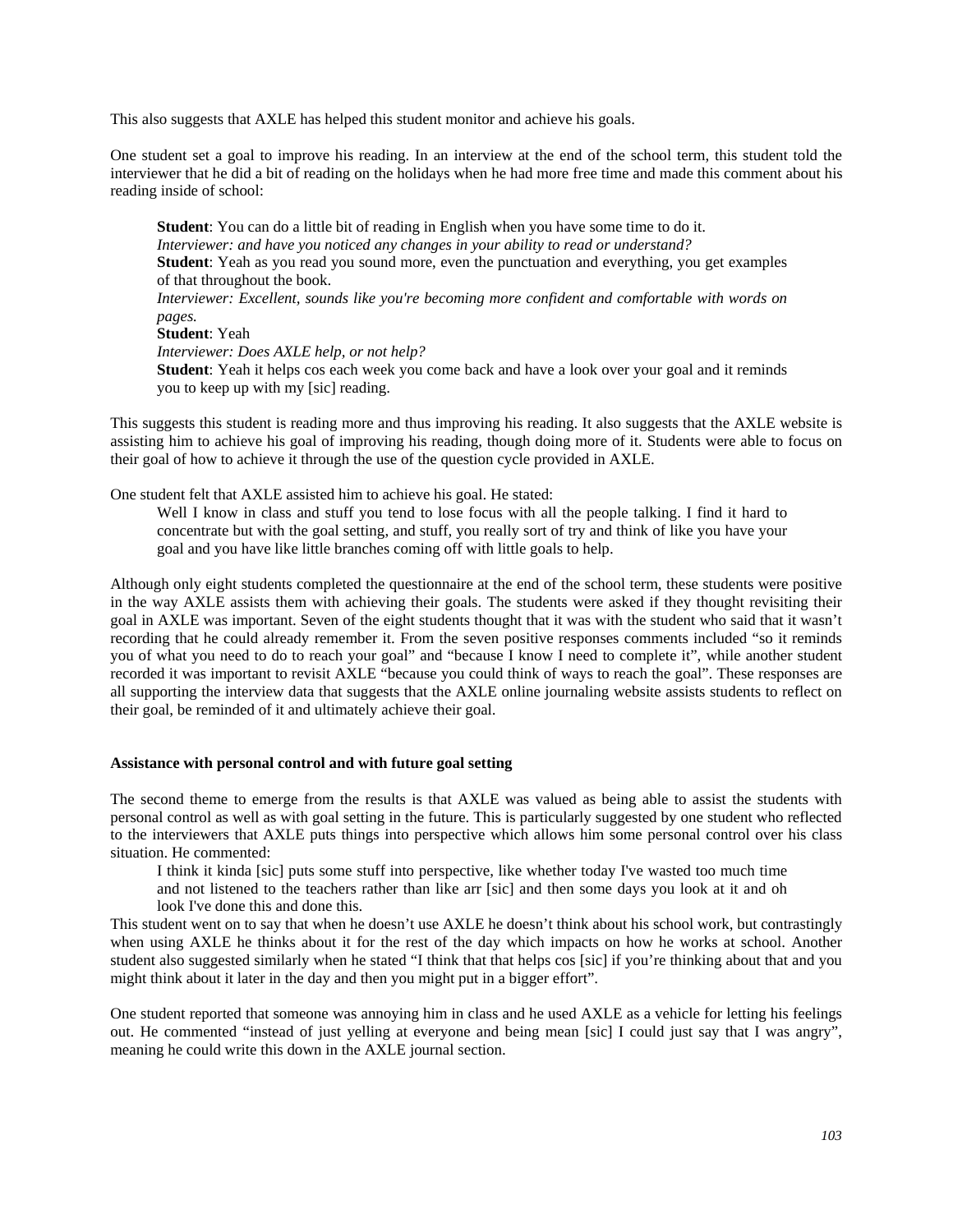This also suggests that AXLE has helped this student monitor and achieve his goals.

One student set a goal to improve his reading. In an interview at the end of the school term, this student told the interviewer that he did a bit of reading on the holidays when he had more free time and made this comment about his reading inside of school:

> **Student**: You can do a little bit of reading in English when you have some time to do it.
> *Interviewer: and have you noticed any changes in your ability to read or understand?*
> **Student**: Yeah as you read you sound more, even the punctuation and everything, you get examples of that throughout the book.
> *Interviewer: Excellent, sounds like you're becoming more confident and comfortable with words on pages.*
> **Student**: Yeah
> *Interviewer: Does AXLE help, or not help?*
> **Student**: Yeah it helps cos each week you come back and have a look over your goal and it reminds you to keep up with my [sic] reading.

This suggests this student is reading more and thus improving his reading. It also suggests that the AXLE website is assisting him to achieve his goal of improving his reading, though doing more of it. Students were able to focus on their goal of how to achieve it through the use of the question cycle provided in AXLE.

One student felt that AXLE assisted him to achieve his goal. He stated:

> Well I know in class and stuff you tend to lose focus with all the people talking. I find it hard to concentrate but with the goal setting, and stuff, you really sort of try and think of like you have your goal and you have like little branches coming off with little goals to help.

Although only eight students completed the questionnaire at the end of the school term, these students were positive in the way AXLE assists them with achieving their goals. The students were asked if they thought revisiting their goal in AXLE was important. Seven of the eight students thought that it was with the student who said that it wasn't recording that he could already remember it. From the seven positive responses comments included "so it reminds you of what you need to do to reach your goal" and "because I know I need to complete it", while another student recorded it was important to revisit AXLE "because you could think of ways to reach the goal". These responses are all supporting the interview data that suggests that the AXLE online journaling website assists students to reflect on their goal, be reminded of it and ultimately achieve their goal.

**Assistance with personal control and with future goal setting**

The second theme to emerge from the results is that AXLE was valued as being able to assist the students with personal control as well as with goal setting in the future. This is particularly suggested by one student who reflected to the interviewers that AXLE puts things into perspective which allows him some personal control over his class situation. He commented:

> I think it kinda [sic] puts some stuff into perspective, like whether today I've wasted too much time and not listened to the teachers rather than like arr [sic] and then some days you look at it and oh look I've done this and done this.

This student went on to say that when he doesn't use AXLE he doesn't think about his school work, but contrastingly when using AXLE he thinks about it for the rest of the day which impacts on how he works at school. Another student also suggested similarly when he stated "I think that that helps cos [sic] if you're thinking about that and you might think about it later in the day and then you might put in a bigger effort".

One student reported that someone was annoying him in class and he used AXLE as a vehicle for letting his feelings out. He commented "instead of just yelling at everyone and being mean [sic] I could just say that I was angry", meaning he could write this down in the AXLE journal section.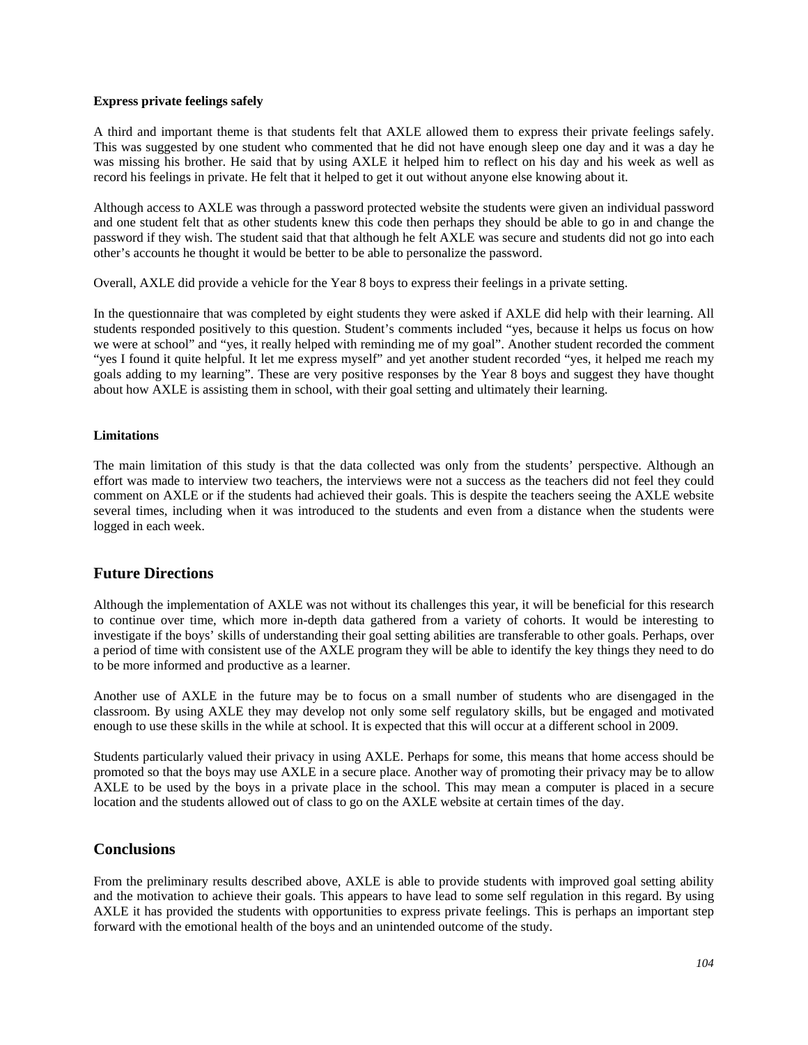**Express private feelings safely**

A third and important theme is that students felt that AXLE allowed them to express their private feelings safely. This was suggested by one student who commented that he did not have enough sleep one day and it was a day he was missing his brother. He said that by using AXLE it helped him to reflect on his day and his week as well as record his feelings in private. He felt that it helped to get it out without anyone else knowing about it.

Although access to AXLE was through a password protected website the students were given an individual password and one student felt that as other students knew this code then perhaps they should be able to go in and change the password if they wish. The student said that that although he felt AXLE was secure and students did not go into each other's accounts he thought it would be better to be able to personalize the password.

Overall, AXLE did provide a vehicle for the Year 8 boys to express their feelings in a private setting.

In the questionnaire that was completed by eight students they were asked if AXLE did help with their learning. All students responded positively to this question. Student's comments included "yes, because it helps us focus on how we were at school" and "yes, it really helped with reminding me of my goal". Another student recorded the comment "yes I found it quite helpful. It let me express myself" and yet another student recorded "yes, it helped me reach my goals adding to my learning". These are very positive responses by the Year 8 boys and suggest they have thought about how AXLE is assisting them in school, with their goal setting and ultimately their learning.

**Limitations**

The main limitation of this study is that the data collected was only from the students' perspective. Although an effort was made to interview two teachers, the interviews were not a success as the teachers did not feel they could comment on AXLE or if the students had achieved their goals. This is despite the teachers seeing the AXLE website several times, including when it was introduced to the students and even from a distance when the students were logged in each week.

## Future Directions

Although the implementation of AXLE was not without its challenges this year, it will be beneficial for this research to continue over time, which more in-depth data gathered from a variety of cohorts. It would be interesting to investigate if the boys' skills of understanding their goal setting abilities are transferable to other goals. Perhaps, over a period of time with consistent use of the AXLE program they will be able to identify the key things they need to do to be more informed and productive as a learner.

Another use of AXLE in the future may be to focus on a small number of students who are disengaged in the classroom. By using AXLE they may develop not only some self regulatory skills, but be engaged and motivated enough to use these skills in the while at school. It is expected that this will occur at a different school in 2009.

Students particularly valued their privacy in using AXLE. Perhaps for some, this means that home access should be promoted so that the boys may use AXLE in a secure place. Another way of promoting their privacy may be to allow AXLE to be used by the boys in a private place in the school. This may mean a computer is placed in a secure location and the students allowed out of class to go on the AXLE website at certain times of the day.

## Conclusions

From the preliminary results described above, AXLE is able to provide students with improved goal setting ability and the motivation to achieve their goals. This appears to have lead to some self regulation in this regard. By using AXLE it has provided the students with opportunities to express private feelings. This is perhaps an important step forward with the emotional health of the boys and an unintended outcome of the study.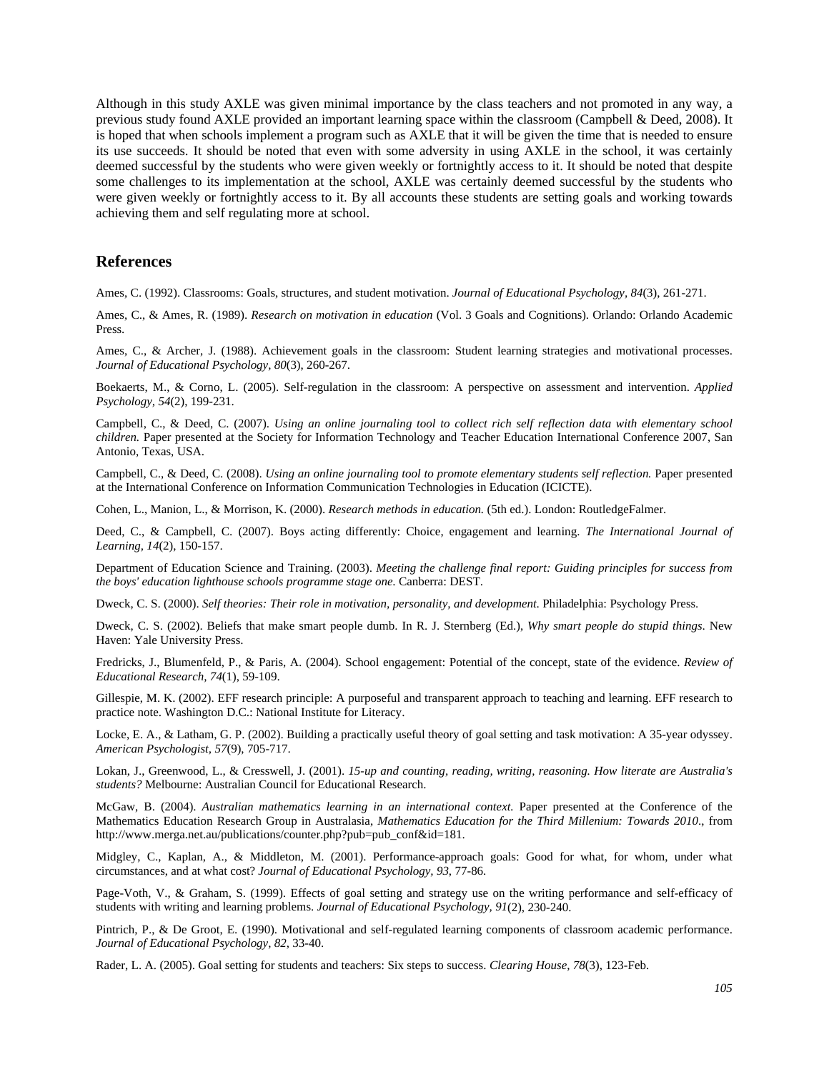Although in this study AXLE was given minimal importance by the class teachers and not promoted in any way, a previous study found AXLE provided an important learning space within the classroom (Campbell & Deed, 2008). It is hoped that when schools implement a program such as AXLE that it will be given the time that is needed to ensure its use succeeds. It should be noted that even with some adversity in using AXLE in the school, it was certainly deemed successful by the students who were given weekly or fortnightly access to it. It should be noted that despite some challenges to its implementation at the school, AXLE was certainly deemed successful by the students who were given weekly or fortnightly access to it. By all accounts these students are setting goals and working towards achieving them and self regulating more at school.

## References

Ames, C. (1992). Classrooms: Goals, structures, and student motivation. *Journal of Educational Psychology, 84*(3), 261-271.

Ames, C., & Ames, R. (1989). *Research on motivation in education* (Vol. 3 Goals and Cognitions). Orlando: Orlando Academic Press.

Ames, C., & Archer, J. (1988). Achievement goals in the classroom: Student learning strategies and motivational processes. *Journal of Educational Psychology, 80*(3), 260-267.

Boekaerts, M., & Corno, L. (2005). Self-regulation in the classroom: A perspective on assessment and intervention. *Applied Psychology, 54*(2), 199-231.

Campbell, C., & Deed, C. (2007). *Using an online journaling tool to collect rich self reflection data with elementary school children.* Paper presented at the Society for Information Technology and Teacher Education International Conference 2007, San Antonio, Texas, USA.

Campbell, C., & Deed, C. (2008). *Using an online journaling tool to promote elementary students self reflection.* Paper presented at the International Conference on Information Communication Technologies in Education (ICICTE).

Cohen, L., Manion, L., & Morrison, K. (2000). *Research methods in education.* (5th ed.). London: RoutledgeFalmer.

Deed, C., & Campbell, C. (2007). Boys acting differently: Choice, engagement and learning. *The International Journal of Learning, 14*(2), 150-157.

Department of Education Science and Training. (2003). *Meeting the challenge final report: Guiding principles for success from the boys' education lighthouse schools programme stage one.* Canberra: DEST.

Dweck, C. S. (2000). *Self theories: Their role in motivation, personality, and development.* Philadelphia: Psychology Press.

Dweck, C. S. (2002). Beliefs that make smart people dumb. In R. J. Sternberg (Ed.), *Why smart people do stupid things.* New Haven: Yale University Press.

Fredricks, J., Blumenfeld, P., & Paris, A. (2004). School engagement: Potential of the concept, state of the evidence. *Review of Educational Research, 74*(1), 59-109.

Gillespie, M. K. (2002). EFF research principle: A purposeful and transparent approach to teaching and learning. EFF research to practice note. Washington D.C.: National Institute for Literacy.

Locke, E. A., & Latham, G. P. (2002). Building a practically useful theory of goal setting and task motivation: A 35-year odyssey. *American Psychologist, 57*(9), 705-717.

Lokan, J., Greenwood, L., & Cresswell, J. (2001). *15-up and counting, reading, writing, reasoning. How literate are Australia's students?* Melbourne: Australian Council for Educational Research.

McGaw, B. (2004). *Australian mathematics learning in an international context.* Paper presented at the Conference of the Mathematics Education Research Group in Australasia, *Mathematics Education for the Third Millenium: Towards 2010.*, from http://www.merga.net.au/publications/counter.php?pub=pub_conf&id=181.

Midgley, C., Kaplan, A., & Middleton, M. (2001). Performance-approach goals: Good for what, for whom, under what circumstances, and at what cost? *Journal of Educational Psychology, 93*, 77-86.

Page-Voth, V., & Graham, S. (1999). Effects of goal setting and strategy use on the writing performance and self-efficacy of students with writing and learning problems. *Journal of Educational Psychology, 91*(2), 230-240.

Pintrich, P., & De Groot, E. (1990). Motivational and self-regulated learning components of classroom academic performance. *Journal of Educational Psychology, 82*, 33-40.

Rader, L. A. (2005). Goal setting for students and teachers: Six steps to success. *Clearing House, 78*(3), 123-Feb.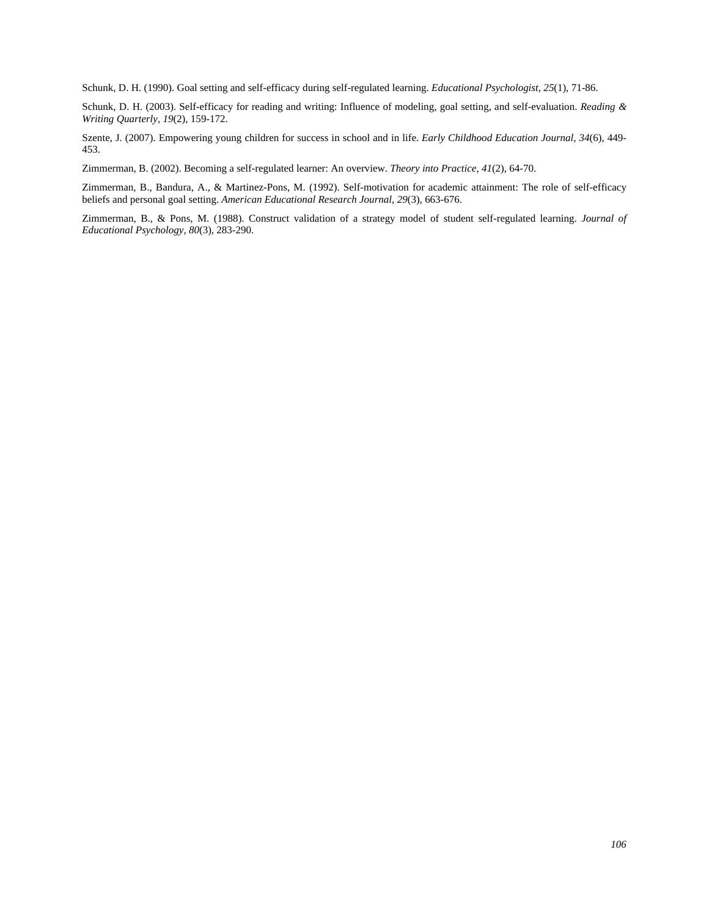Schunk, D. H. (1990). Goal setting and self-efficacy during self-regulated learning. *Educational Psychologist, 25*(1), 71-86.

Schunk, D. H. (2003). Self-efficacy for reading and writing: Influence of modeling, goal setting, and self-evaluation. *Reading & Writing Quarterly, 19*(2), 159-172.

Szente, J. (2007). Empowering young children for success in school and in life. *Early Childhood Education Journal, 34*(6), 449-453.

Zimmerman, B. (2002). Becoming a self-regulated learner: An overview. *Theory into Practice, 41*(2), 64-70.

Zimmerman, B., Bandura, A., & Martinez-Pons, M. (1992). Self-motivation for academic attainment: The role of self-efficacy beliefs and personal goal setting. *American Educational Research Journal, 29*(3), 663-676.

Zimmerman, B., & Pons, M. (1988). Construct validation of a strategy model of student self-regulated learning. *Journal of Educational Psychology, 80*(3), 283-290.